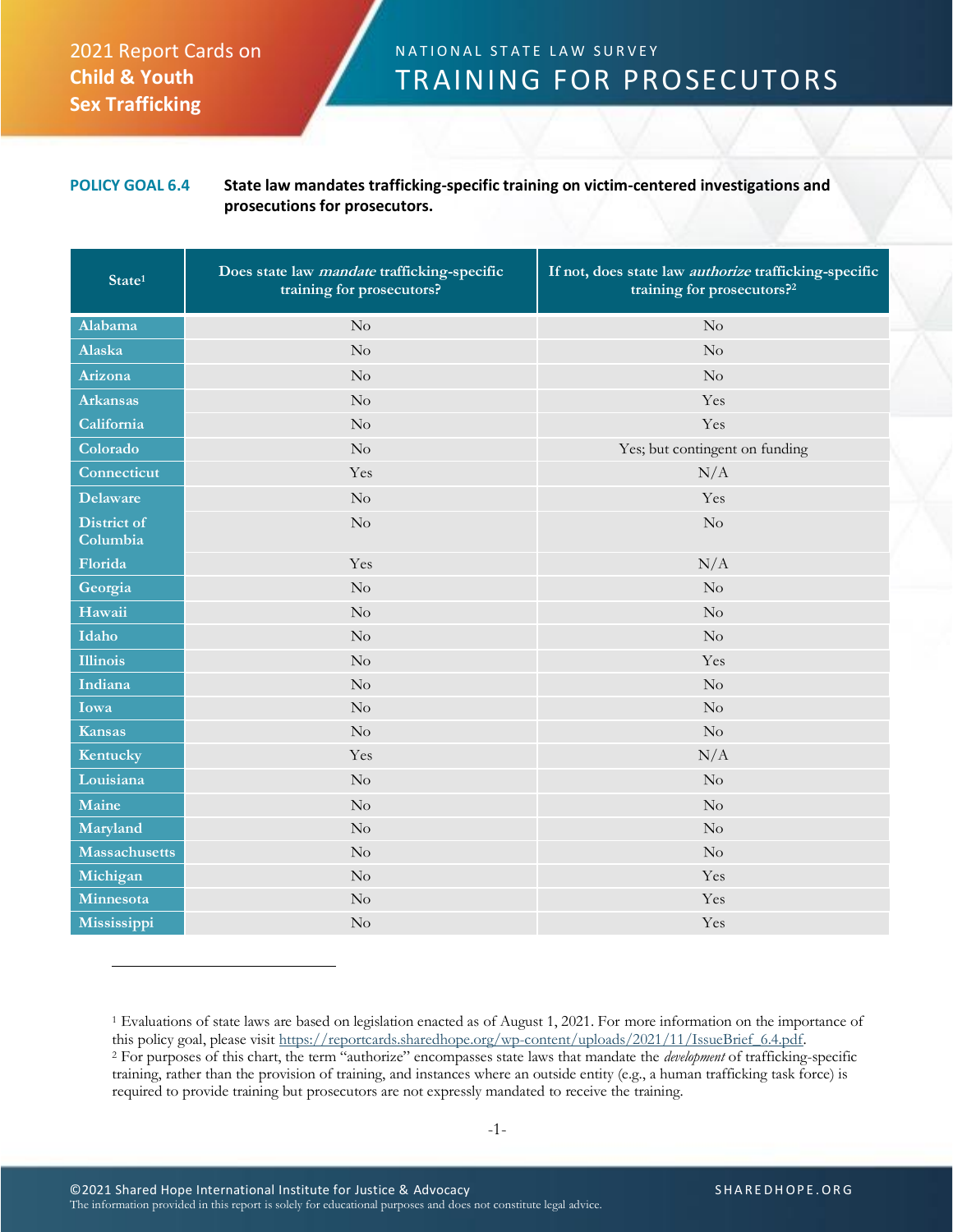2021 Report Cards on **Child & Youth Sex Trafficking**

# NATIONAL STATE LAW SURVEY
# TRAINING FOR PROSECUTORS

**POLICY GOAL 6.4** **State law mandates trafficking-specific training on victim-centered investigations and prosecutions for prosecutors.**

| State[1] | Does state law *mandate* trafficking-specific training for prosecutors? | If not, does state law *authorize* trafficking-specific training for prosecutors?[2] |
|---|---|---|
| Alabama | No | No |
| Alaska | No | No |
| Arizona | No | No |
| Arkansas | No | Yes |
| California | No | Yes |
| Colorado | No | Yes; but contingent on funding |
| Connecticut | Yes | N/A |
| Delaware | No | Yes |
| District of Columbia | No | No |
| Florida | Yes | N/A |
| Georgia | No | No |
| Hawaii | No | No |
| Idaho | No | No |
| Illinois | No | Yes |
| Indiana | No | No |
| Iowa | No | No |
| Kansas | No | No |
| Kentucky | Yes | N/A |
| Louisiana | No | No |
| Maine | No | No |
| Maryland | No | No |
| Massachusetts | No | No |
| Michigan | No | Yes |
| Minnesota | No | Yes |
| Mississippi | No | Yes |

[1] Evaluations of state laws are based on legislation enacted as of August 1, 2021. For more information on the importance of this policy goal, please visit https://reportcards.sharedhope.org/wp-content/uploads/2021/11/IssueBrief_6.4.pdf.
[2] For purposes of this chart, the term "authorize" encompasses state laws that mandate the *development* of trafficking-specific training, rather than the provision of training, and instances where an outside entity (e.g., a human trafficking task force) is required to provide training but prosecutors are not expressly mandated to receive the training.

©2021 Shared Hope International Institute for Justice & Advocacy
The information provided in this report is solely for educational purposes and does not constitute legal advice.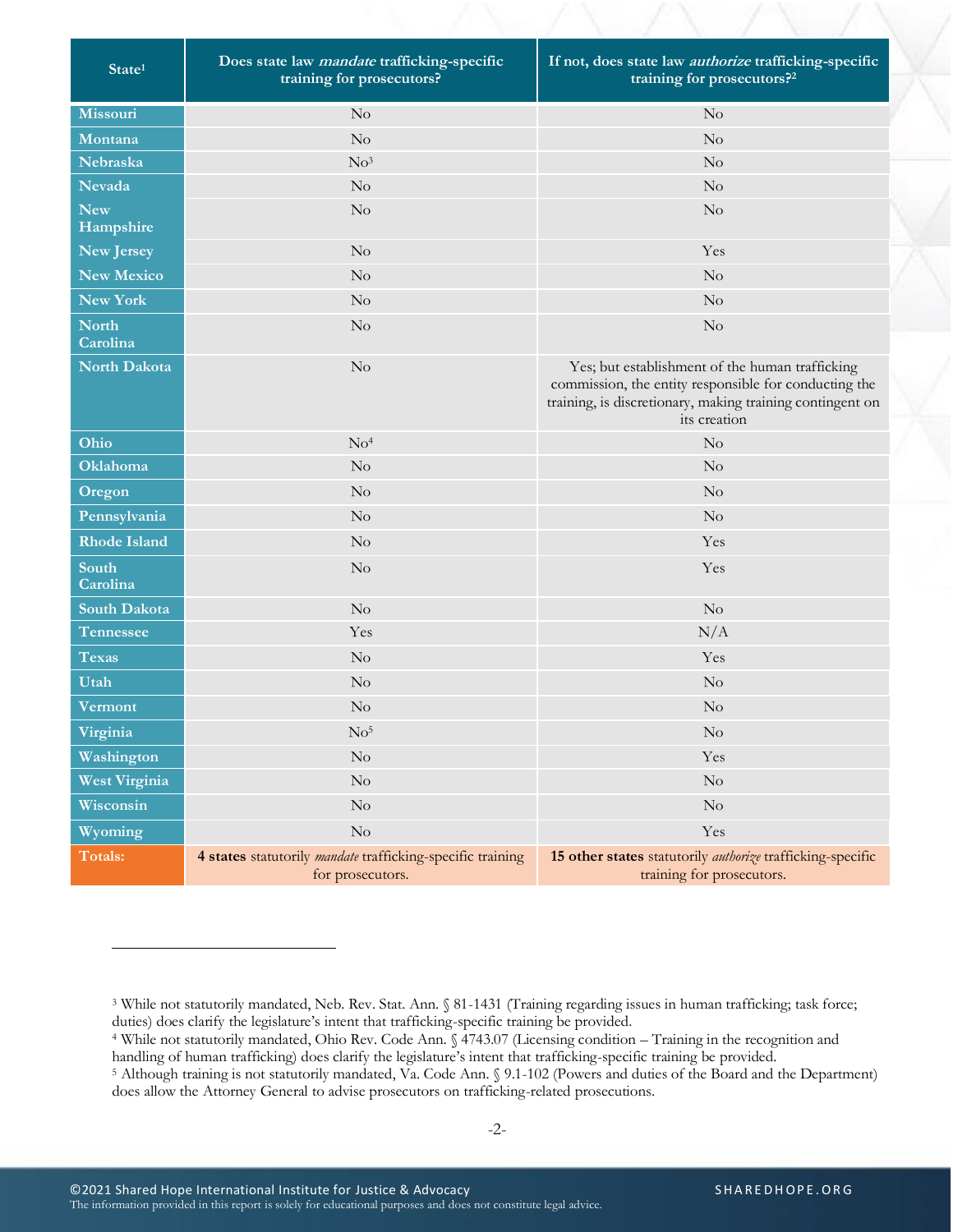| State[1] | Does state law *mandate* trafficking-specific training for prosecutors? | If not, does state law *authorize* trafficking-specific training for prosecutors?[2] |
|---|---|---|
| Missouri | No | No |
| Montana | No | No |
| Nebraska | No[3] | No |
| Nevada | No | No |
| New Hampshire | No | No |
| New Jersey | No | Yes |
| New Mexico | No | No |
| New York | No | No |
| North Carolina | No | No |
| North Dakota | No | Yes; but establishment of the human trafficking commission, the entity responsible for conducting the training, is discretionary, making training contingent on its creation |
| Ohio | No[4] | No |
| Oklahoma | No | No |
| Oregon | No | No |
| Pennsylvania | No | No |
| Rhode Island | No | Yes |
| South Carolina | No | Yes |
| South Dakota | No | No |
| Tennessee | Yes | N/A |
| Texas | No | Yes |
| Utah | No | No |
| Vermont | No | No |
| Virginia | No[5] | No |
| Washington | No | Yes |
| West Virginia | No | No |
| Wisconsin | No | No |
| Wyoming | No | Yes |
| Totals: | **4 states** statutorily *mandate* trafficking-specific training for prosecutors. | **15 other states** statutorily *authorize* trafficking-specific training for prosecutors. |

[3] While not statutorily mandated, Neb. Rev. Stat. Ann. § 81-1431 (Training regarding issues in human trafficking; task force; duties) does clarify the legislature's intent that trafficking-specific training be provided.

[4] While not statutorily mandated, Ohio Rev. Code Ann. § 4743.07 (Licensing condition – Training in the recognition and handling of human trafficking) does clarify the legislature's intent that trafficking-specific training be provided.

[5] Although training is not statutorily mandated, Va. Code Ann. § 9.1-102 (Powers and duties of the Board and the Department) does allow the Attorney General to advise prosecutors on trafficking-related prosecutions.